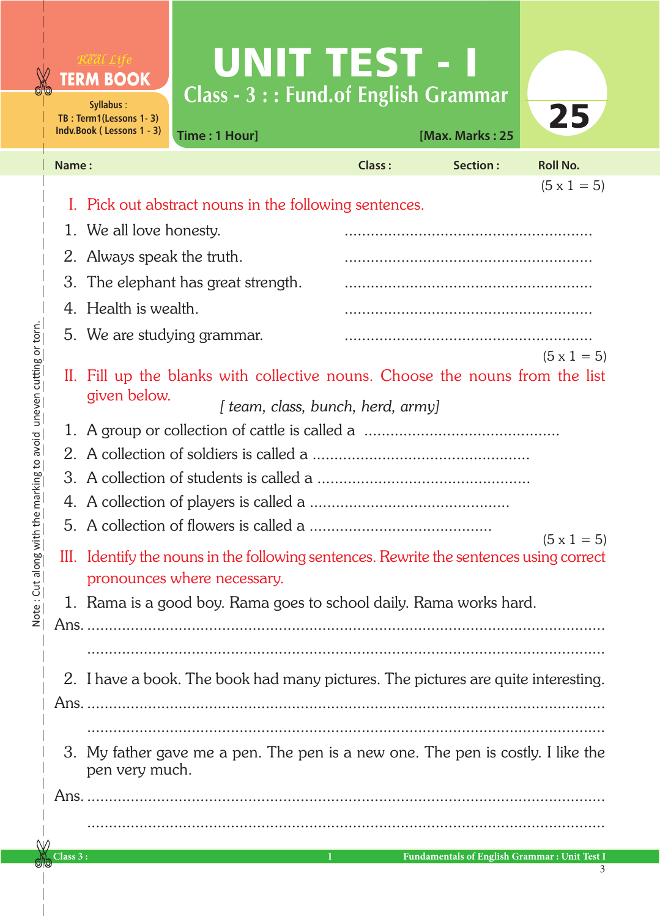Real Life **TERM BOOK**

Syllabus :
TB : Term1(Lessons 1- 3)
Indv.Book ( Lessons 1 - 3)

# UNIT TEST - I

## Class - 3 : : Fund.of English Grammar

Time : 1 Hour] [Max. Marks : 25

25

Name : Class : Section : Roll No.

(5 x 1 = 5)

**I. Pick out abstract nouns in the following sentences.**

1. We all love honesty. ........................................................
2. Always speak the truth. ........................................................
3. The elephant has great strength. ........................................................
4. Health is wealth. ........................................................
5. We are studying grammar. ........................................................

(5 x 1 = 5)

**II. Fill up the blanks with collective nouns. Choose the nouns from the list given below.**

*[ team, class, bunch, herd, army]*

1. A group or collection of cattle is called a ............................................
2. A collection of soldiers is called a .................................................
3. A collection of students is called a ...............................................
4. A collection of players is called a .............................................
5. A collection of flowers is called a .........................................

(5 x 1 = 5)

**III. Identify the nouns in the following sentences. Rewrite the sentences using correct pronouns where necessary.**

1. Rama is a good boy. Rama goes to school daily. Rama works hard.

Ans. ..........................................................................................................

..........................................................................................................

2. I have a book. The book had many pictures. The pictures are quite interesting.

Ans. ..........................................................................................................

..........................................................................................................

3. My father gave me a pen. The pen is a new one. The pen is costly. I like the pen very much.

Ans. ..........................................................................................................

..........................................................................................................

Note : Cut along with the marking to avoid uneven cutting or torn.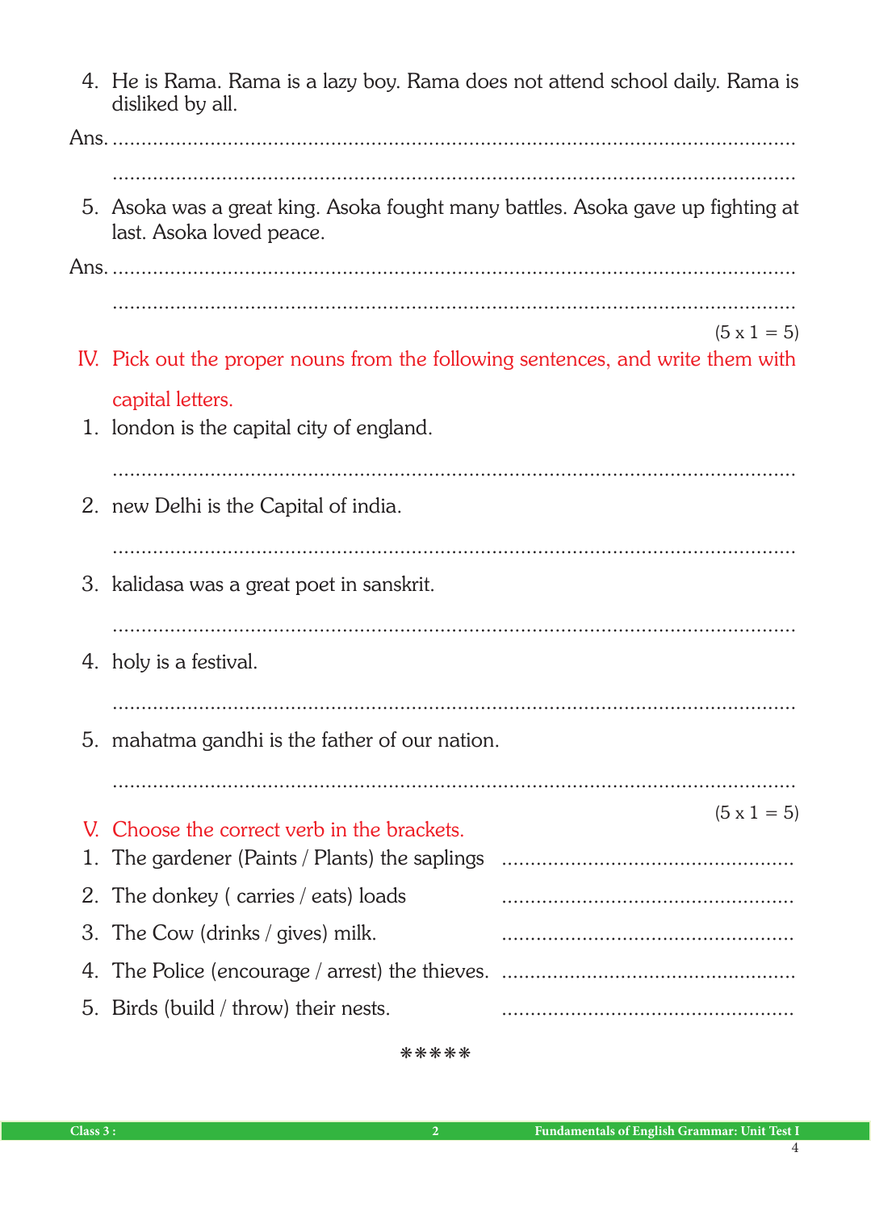4. He is Rama. Rama is a lazy boy. Rama does not attend school daily. Rama is disliked by all.

Ans. ..................................................................................................................

..................................................................................................................

5. Asoka was a great king. Asoka fought many battles. Asoka gave up fighting at last. Asoka loved peace.

Ans. ..................................................................................................................

..................................................................................................................

(5 x 1 = 5)

## IV. Pick out the proper nouns from the following sentences, and write them with capital letters.

1. london is the capital city of england.

..................................................................................................................

2. new Delhi is the Capital of india.

..................................................................................................................

3. kalidasa was a great poet in sanskrit.

..................................................................................................................

4. holy is a festival.

..................................................................................................................

5. mahatma gandhi is the father of our nation.

..................................................................................................................

(5 x 1 = 5)

## V. Choose the correct verb in the brackets.

1. The gardener (Paints / Plants) the saplings ..................................................
2. The donkey ( carries / eats) loads ..................................................
3. The Cow (drinks / gives) milk. ..................................................
4. The Police (encourage / arrest) the thieves. ..................................................
5. Birds (build / throw) their nests. ..................................................

*****